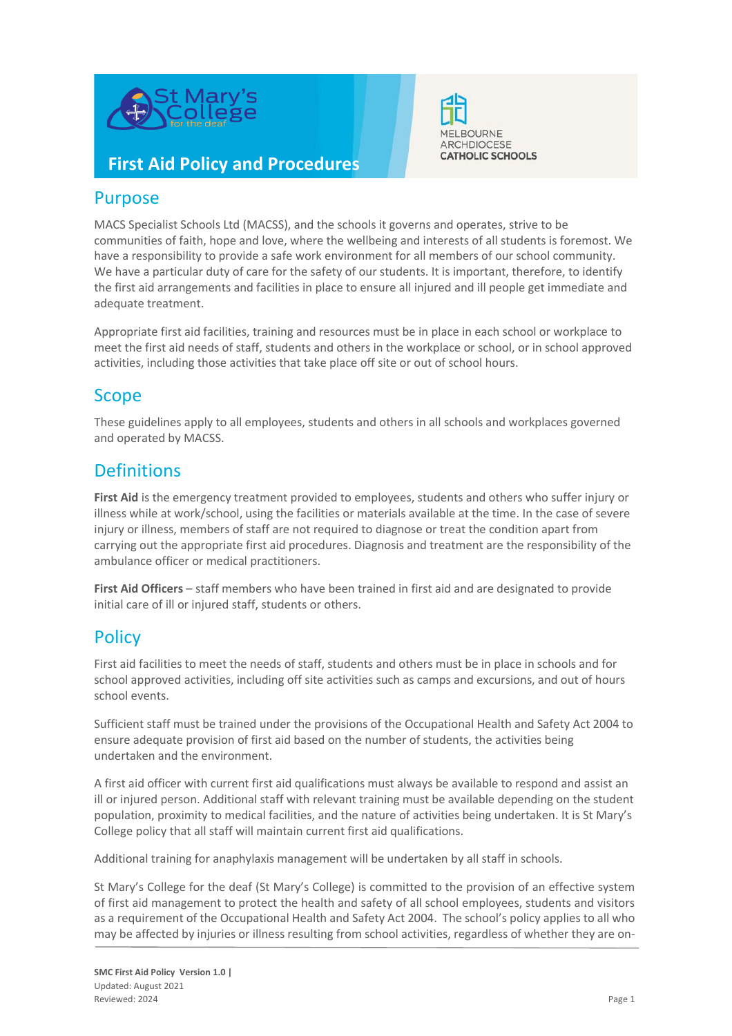# First Aid Policy and Procedures

## Purpose

MACS Specialist Schools Ltd (MACSS), and the schools it governs and operates, strive to be communities of faith, hope and love, where the wellbeing and interests of all students is foremost. We have a responsibility to provide a safe work environment for all members of our school community. We have a particular duty of care for the safety of our students. It is important, therefore, to identify the first aid arrangements and facilities in place to ensure all injured and ill people get immediate and adequate treatment.

Appropriate first aid facilities, training and resources must be in place in each school or workplace to meet the first aid needs of staff, students and others in the workplace or school, or in school approved activities, including those activities that take place off site or out of school hours.

## Scope

These guidelines apply to all employees, students and others in all schools and workplaces governed and operated by MACSS.

## Definitions

**First Aid** is the emergency treatment provided to employees, students and others who suffer injury or illness while at work/school, using the facilities or materials available at the time. In the case of severe injury or illness, members of staff are not required to diagnose or treat the condition apart from carrying out the appropriate first aid procedures. Diagnosis and treatment are the responsibility of the ambulance officer or medical practitioners.

**First Aid Officers** – staff members who have been trained in first aid and are designated to provide initial care of ill or injured staff, students or others.

## Policy

First aid facilities to meet the needs of staff, students and others must be in place in schools and for school approved activities, including off site activities such as camps and excursions, and out of hours school events.

Sufficient staff must be trained under the provisions of the Occupational Health and Safety Act 2004 to ensure adequate provision of first aid based on the number of students, the activities being undertaken and the environment.

A first aid officer with current first aid qualifications must always be available to respond and assist an ill or injured person. Additional staff with relevant training must be available depending on the student population, proximity to medical facilities, and the nature of activities being undertaken. It is St Mary's College policy that all staff will maintain current first aid qualifications.

Additional training for anaphylaxis management will be undertaken by all staff in schools.

St Mary's College for the deaf (St Mary's College) is committed to the provision of an effective system of first aid management to protect the health and safety of all school employees, students and visitors as a requirement of the Occupational Health and Safety Act 2004. The school's policy applies to all who may be affected by injuries or illness resulting from school activities, regardless of whether they are on-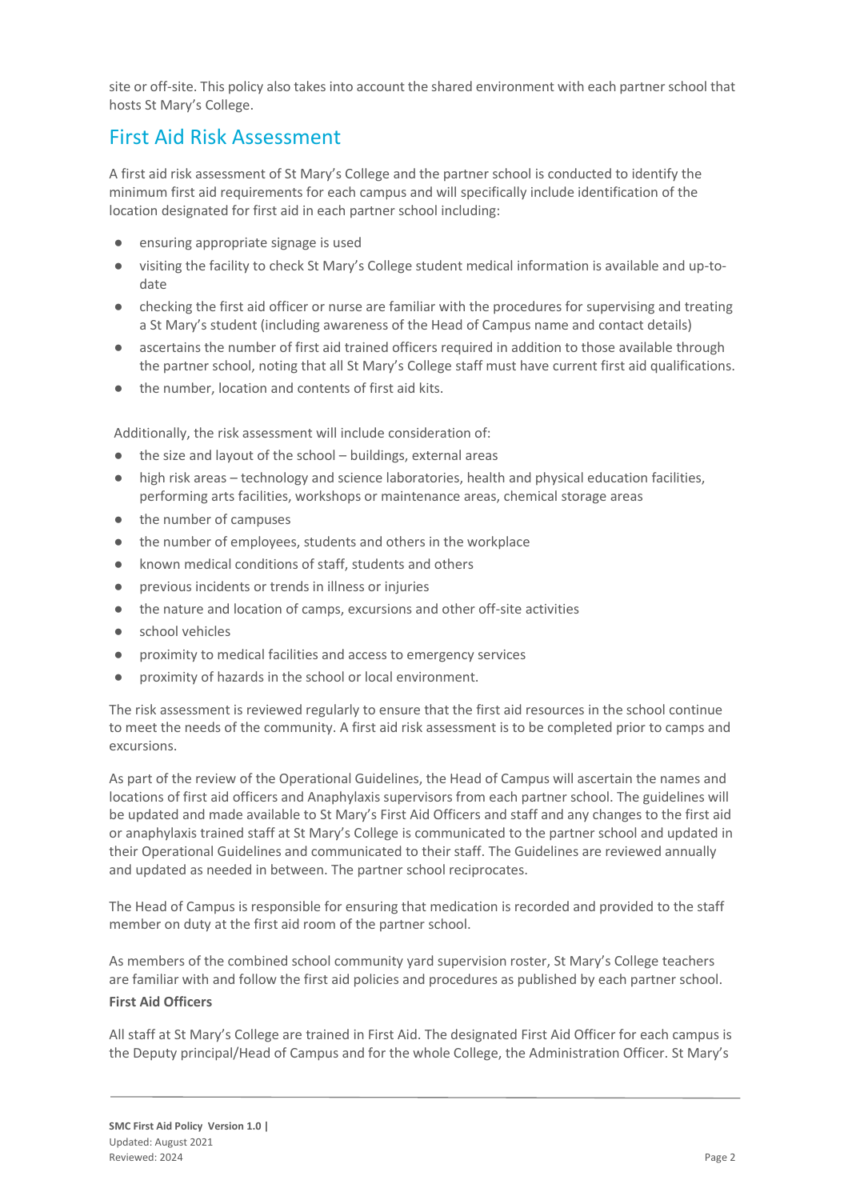site or off-site. This policy also takes into account the shared environment with each partner school that hosts St Mary's College.

## First Aid Risk Assessment

A first aid risk assessment of St Mary's College and the partner school is conducted to identify the minimum first aid requirements for each campus and will specifically include identification of the location designated for first aid in each partner school including:

- ensuring appropriate signage is used
- visiting the facility to check St Mary's College student medical information is available and up-to-date
- checking the first aid officer or nurse are familiar with the procedures for supervising and treating a St Mary's student (including awareness of the Head of Campus name and contact details)
- ascertains the number of first aid trained officers required in addition to those available through the partner school, noting that all St Mary's College staff must have current first aid qualifications.
- the number, location and contents of first aid kits.

Additionally, the risk assessment will include consideration of:

- the size and layout of the school – buildings, external areas
- high risk areas – technology and science laboratories, health and physical education facilities, performing arts facilities, workshops or maintenance areas, chemical storage areas
- the number of campuses
- the number of employees, students and others in the workplace
- known medical conditions of staff, students and others
- previous incidents or trends in illness or injuries
- the nature and location of camps, excursions and other off-site activities
- school vehicles
- proximity to medical facilities and access to emergency services
- proximity of hazards in the school or local environment.

The risk assessment is reviewed regularly to ensure that the first aid resources in the school continue to meet the needs of the community. A first aid risk assessment is to be completed prior to camps and excursions.

As part of the review of the Operational Guidelines, the Head of Campus will ascertain the names and locations of first aid officers and Anaphylaxis supervisors from each partner school. The guidelines will be updated and made available to St Mary's First Aid Officers and staff and any changes to the first aid or anaphylaxis trained staff at St Mary's College is communicated to the partner school and updated in their Operational Guidelines and communicated to their staff. The Guidelines are reviewed annually and updated as needed in between. The partner school reciprocates.

The Head of Campus is responsible for ensuring that medication is recorded and provided to the staff member on duty at the first aid room of the partner school.

As members of the combined school community yard supervision roster, St Mary's College teachers are familiar with and follow the first aid policies and procedures as published by each partner school.

**First Aid Officers**

All staff at St Mary's College are trained in First Aid. The designated First Aid Officer for each campus is the Deputy principal/Head of Campus and for the whole College, the Administration Officer. St Mary's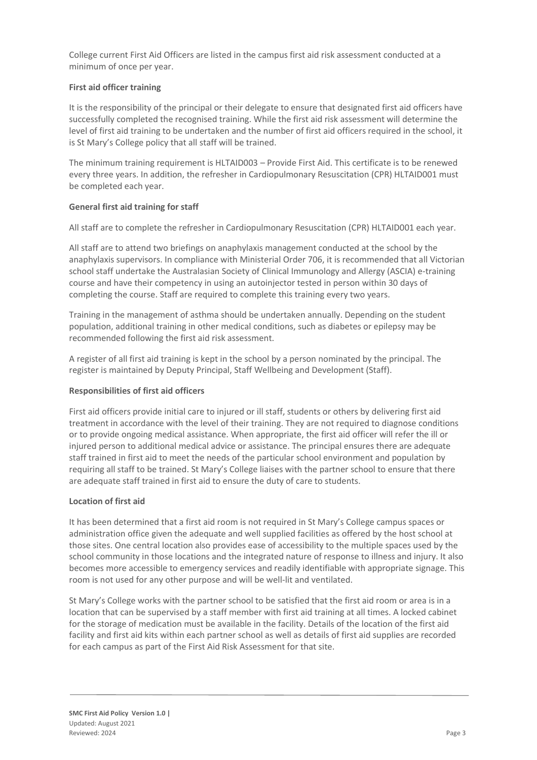College current First Aid Officers are listed in the campus first aid risk assessment conducted at a minimum of once per year.

**First aid officer training**

It is the responsibility of the principal or their delegate to ensure that designated first aid officers have successfully completed the recognised training. While the first aid risk assessment will determine the level of first aid training to be undertaken and the number of first aid officers required in the school, it is St Mary's College policy that all staff will be trained.

The minimum training requirement is HLTAID003 – Provide First Aid. This certificate is to be renewed every three years. In addition, the refresher in Cardiopulmonary Resuscitation (CPR) HLTAID001 must be completed each year.

**General first aid training for staff**

All staff are to complete the refresher in Cardiopulmonary Resuscitation (CPR) HLTAID001 each year.

All staff are to attend two briefings on anaphylaxis management conducted at the school by the anaphylaxis supervisors. In compliance with Ministerial Order 706, it is recommended that all Victorian school staff undertake the Australasian Society of Clinical Immunology and Allergy (ASCIA) e-training course and have their competency in using an autoinjector tested in person within 30 days of completing the course. Staff are required to complete this training every two years.

Training in the management of asthma should be undertaken annually. Depending on the student population, additional training in other medical conditions, such as diabetes or epilepsy may be recommended following the first aid risk assessment.

A register of all first aid training is kept in the school by a person nominated by the principal. The register is maintained by Deputy Principal, Staff Wellbeing and Development (Staff).

**Responsibilities of first aid officers**

First aid officers provide initial care to injured or ill staff, students or others by delivering first aid treatment in accordance with the level of their training. They are not required to diagnose conditions or to provide ongoing medical assistance. When appropriate, the first aid officer will refer the ill or injured person to additional medical advice or assistance. The principal ensures there are adequate staff trained in first aid to meet the needs of the particular school environment and population by requiring all staff to be trained. St Mary's College liaises with the partner school to ensure that there are adequate staff trained in first aid to ensure the duty of care to students.

**Location of first aid**

It has been determined that a first aid room is not required in St Mary's College campus spaces or administration office given the adequate and well supplied facilities as offered by the host school at those sites. One central location also provides ease of accessibility to the multiple spaces used by the school community in those locations and the integrated nature of response to illness and injury. It also becomes more accessible to emergency services and readily identifiable with appropriate signage. This room is not used for any other purpose and will be well-lit and ventilated.

St Mary's College works with the partner school to be satisfied that the first aid room or area is in a location that can be supervised by a staff member with first aid training at all times. A locked cabinet for the storage of medication must be available in the facility. Details of the location of the first aid facility and first aid kits within each partner school as well as details of first aid supplies are recorded for each campus as part of the First Aid Risk Assessment for that site.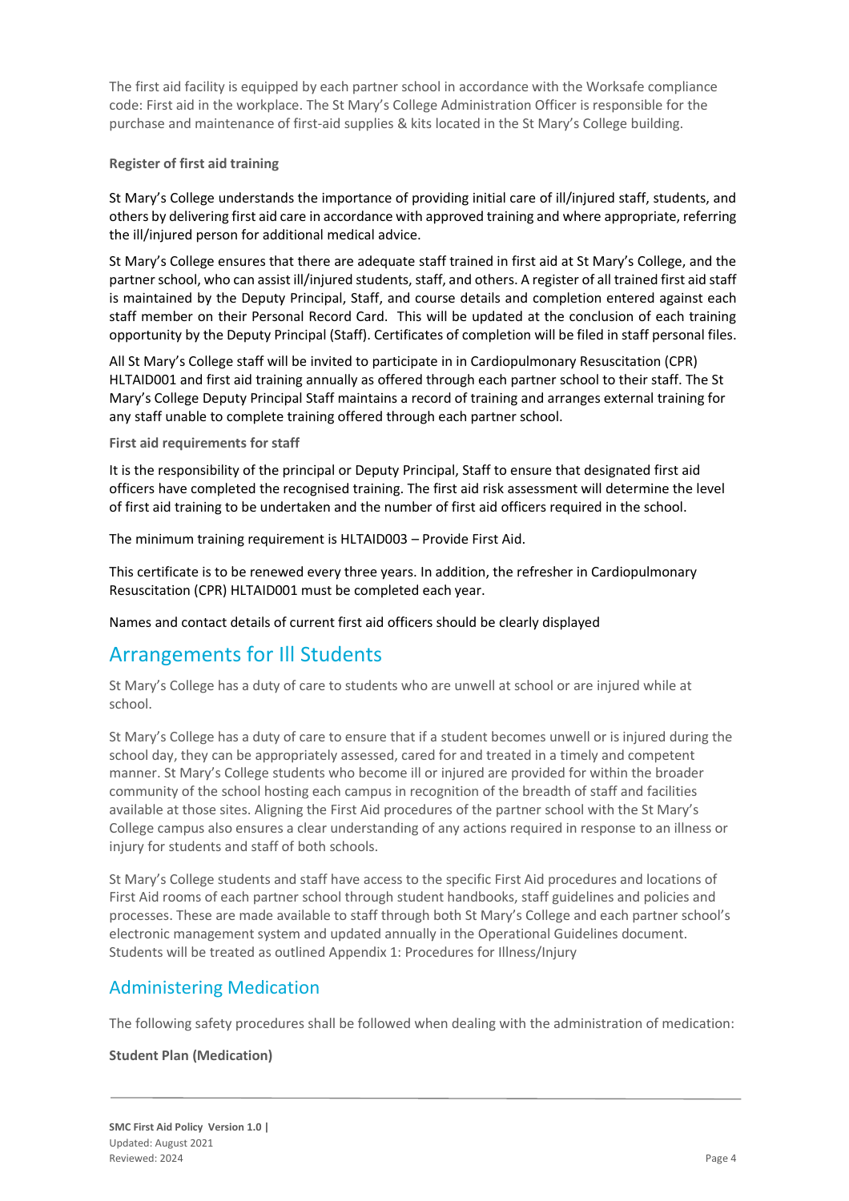The first aid facility is equipped by each partner school in accordance with the Worksafe compliance code: First aid in the workplace. The St Mary's College Administration Officer is responsible for the purchase and maintenance of first-aid supplies & kits located in the St Mary's College building.

**Register of first aid training**

St Mary's College understands the importance of providing initial care of ill/injured staff, students, and others by delivering first aid care in accordance with approved training and where appropriate, referring the ill/injured person for additional medical advice.

St Mary's College ensures that there are adequate staff trained in first aid at St Mary's College, and the partner school, who can assist ill/injured students, staff, and others. A register of all trained first aid staff is maintained by the Deputy Principal, Staff, and course details and completion entered against each staff member on their Personal Record Card. This will be updated at the conclusion of each training opportunity by the Deputy Principal (Staff). Certificates of completion will be filed in staff personal files.

All St Mary's College staff will be invited to participate in in Cardiopulmonary Resuscitation (CPR) HLTAID001 and first aid training annually as offered through each partner school to their staff. The St Mary's College Deputy Principal Staff maintains a record of training and arranges external training for any staff unable to complete training offered through each partner school.

**First aid requirements for staff**

It is the responsibility of the principal or Deputy Principal, Staff to ensure that designated first aid officers have completed the recognised training. The first aid risk assessment will determine the level of first aid training to be undertaken and the number of first aid officers required in the school.

The minimum training requirement is HLTAID003 – Provide First Aid.

This certificate is to be renewed every three years. In addition, the refresher in Cardiopulmonary Resuscitation (CPR) HLTAID001 must be completed each year.

Names and contact details of current first aid officers should be clearly displayed

## Arrangements for Ill Students

St Mary's College has a duty of care to students who are unwell at school or are injured while at school.

St Mary's College has a duty of care to ensure that if a student becomes unwell or is injured during the school day, they can be appropriately assessed, cared for and treated in a timely and competent manner. St Mary's College students who become ill or injured are provided for within the broader community of the school hosting each campus in recognition of the breadth of staff and facilities available at those sites. Aligning the First Aid procedures of the partner school with the St Mary's College campus also ensures a clear understanding of any actions required in response to an illness or injury for students and staff of both schools.

St Mary's College students and staff have access to the specific First Aid procedures and locations of First Aid rooms of each partner school through student handbooks, staff guidelines and policies and processes. These are made available to staff through both St Mary's College and each partner school's electronic management system and updated annually in the Operational Guidelines document. Students will be treated as outlined Appendix 1: Procedures for Illness/Injury

## Administering Medication

The following safety procedures shall be followed when dealing with the administration of medication:

**Student Plan (Medication)**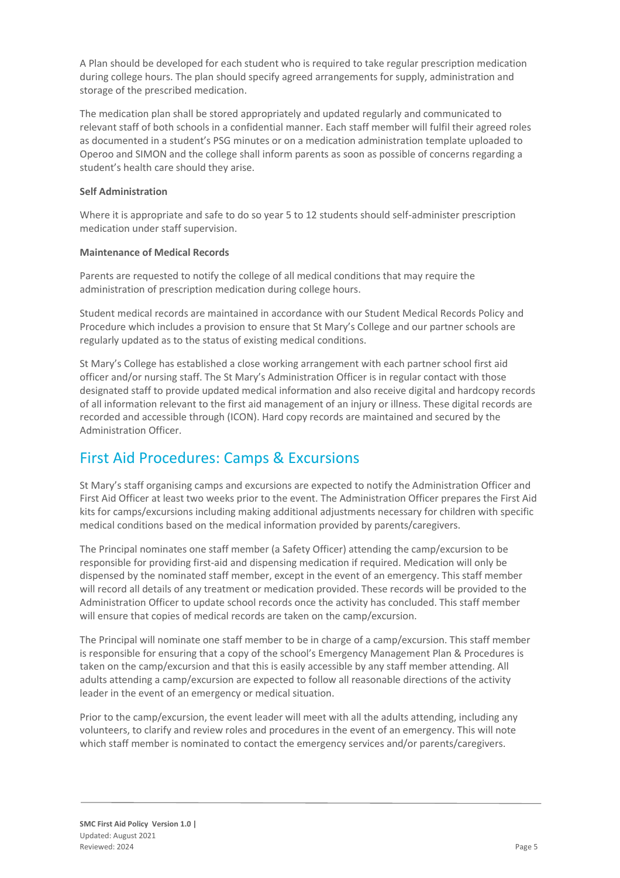A Plan should be developed for each student who is required to take regular prescription medication during college hours. The plan should specify agreed arrangements for supply, administration and storage of the prescribed medication.

The medication plan shall be stored appropriately and updated regularly and communicated to relevant staff of both schools in a confidential manner. Each staff member will fulfil their agreed roles as documented in a student's PSG minutes or on a medication administration template uploaded to Operoo and SIMON and the college shall inform parents as soon as possible of concerns regarding a student's health care should they arise.

**Self Administration**

Where it is appropriate and safe to do so year 5 to 12 students should self-administer prescription medication under staff supervision.

**Maintenance of Medical Records**

Parents are requested to notify the college of all medical conditions that may require the administration of prescription medication during college hours.

Student medical records are maintained in accordance with our Student Medical Records Policy and Procedure which includes a provision to ensure that St Mary's College and our partner schools are regularly updated as to the status of existing medical conditions.

St Mary's College has established a close working arrangement with each partner school first aid officer and/or nursing staff. The St Mary's Administration Officer is in regular contact with those designated staff to provide updated medical information and also receive digital and hardcopy records of all information relevant to the first aid management of an injury or illness. These digital records are recorded and accessible through (ICON). Hard copy records are maintained and secured by the Administration Officer.

## First Aid Procedures: Camps & Excursions

St Mary's staff organising camps and excursions are expected to notify the Administration Officer and First Aid Officer at least two weeks prior to the event. The Administration Officer prepares the First Aid kits for camps/excursions including making additional adjustments necessary for children with specific medical conditions based on the medical information provided by parents/caregivers.

The Principal nominates one staff member (a Safety Officer) attending the camp/excursion to be responsible for providing first-aid and dispensing medication if required. Medication will only be dispensed by the nominated staff member, except in the event of an emergency. This staff member will record all details of any treatment or medication provided. These records will be provided to the Administration Officer to update school records once the activity has concluded. This staff member will ensure that copies of medical records are taken on the camp/excursion.

The Principal will nominate one staff member to be in charge of a camp/excursion. This staff member is responsible for ensuring that a copy of the school's Emergency Management Plan & Procedures is taken on the camp/excursion and that this is easily accessible by any staff member attending. All adults attending a camp/excursion are expected to follow all reasonable directions of the activity leader in the event of an emergency or medical situation.

Prior to the camp/excursion, the event leader will meet with all the adults attending, including any volunteers, to clarify and review roles and procedures in the event of an emergency. This will note which staff member is nominated to contact the emergency services and/or parents/caregivers.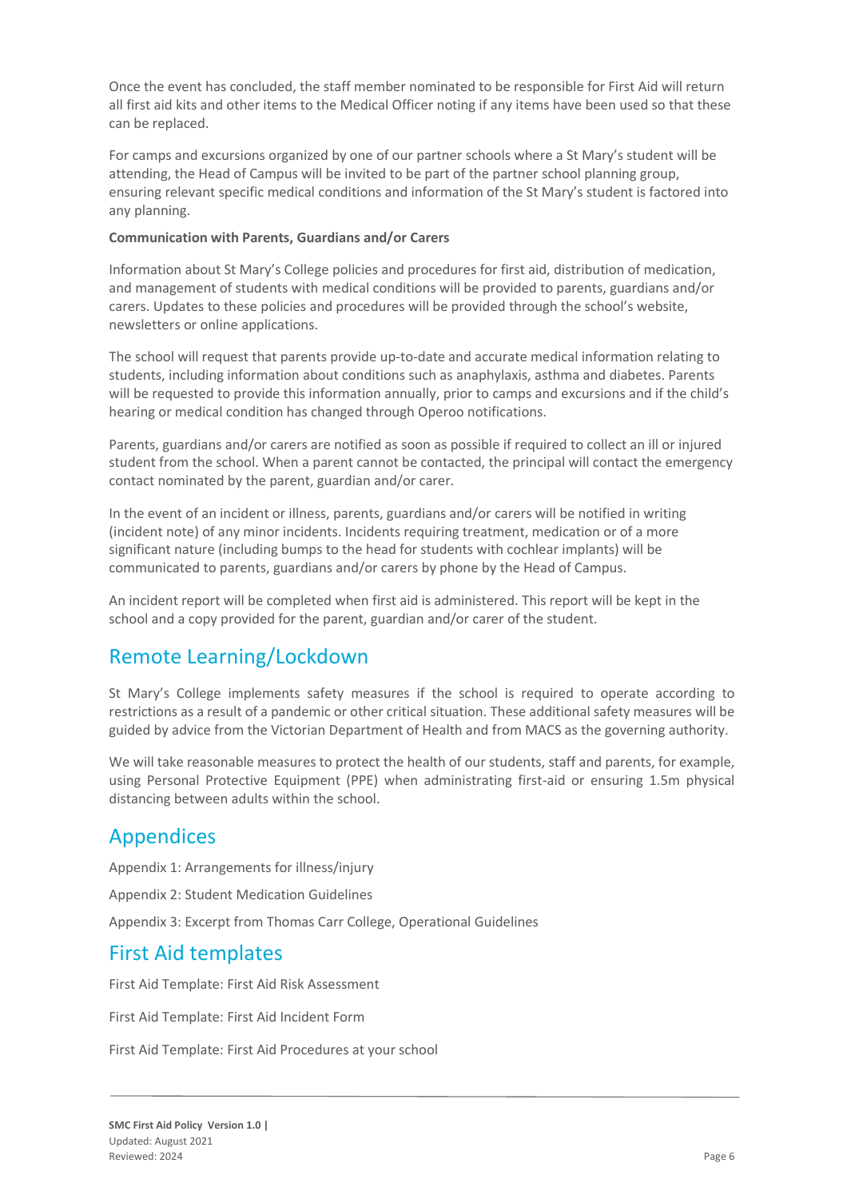Once the event has concluded, the staff member nominated to be responsible for First Aid will return all first aid kits and other items to the Medical Officer noting if any items have been used so that these can be replaced.

For camps and excursions organized by one of our partner schools where a St Mary's student will be attending, the Head of Campus will be invited to be part of the partner school planning group, ensuring relevant specific medical conditions and information of the St Mary's student is factored into any planning.

**Communication with Parents, Guardians and/or Carers**

Information about St Mary's College policies and procedures for first aid, distribution of medication, and management of students with medical conditions will be provided to parents, guardians and/or carers. Updates to these policies and procedures will be provided through the school's website, newsletters or online applications.

The school will request that parents provide up-to-date and accurate medical information relating to students, including information about conditions such as anaphylaxis, asthma and diabetes. Parents will be requested to provide this information annually, prior to camps and excursions and if the child's hearing or medical condition has changed through Operoo notifications.

Parents, guardians and/or carers are notified as soon as possible if required to collect an ill or injured student from the school. When a parent cannot be contacted, the principal will contact the emergency contact nominated by the parent, guardian and/or carer.

In the event of an incident or illness, parents, guardians and/or carers will be notified in writing (incident note) of any minor incidents. Incidents requiring treatment, medication or of a more significant nature (including bumps to the head for students with cochlear implants) will be communicated to parents, guardians and/or carers by phone by the Head of Campus.

An incident report will be completed when first aid is administered. This report will be kept in the school and a copy provided for the parent, guardian and/or carer of the student.

## Remote Learning/Lockdown

St Mary's College implements safety measures if the school is required to operate according to restrictions as a result of a pandemic or other critical situation. These additional safety measures will be guided by advice from the Victorian Department of Health and from MACS as the governing authority.

We will take reasonable measures to protect the health of our students, staff and parents, for example, using Personal Protective Equipment (PPE) when administrating first-aid or ensuring 1.5m physical distancing between adults within the school.

## Appendices

Appendix 1: Arrangements for illness/injury

Appendix 2: Student Medication Guidelines

Appendix 3: Excerpt from Thomas Carr College, Operational Guidelines

## First Aid templates

First Aid Template: First Aid Risk Assessment

First Aid Template: First Aid Incident Form

First Aid Template: First Aid Procedures at your school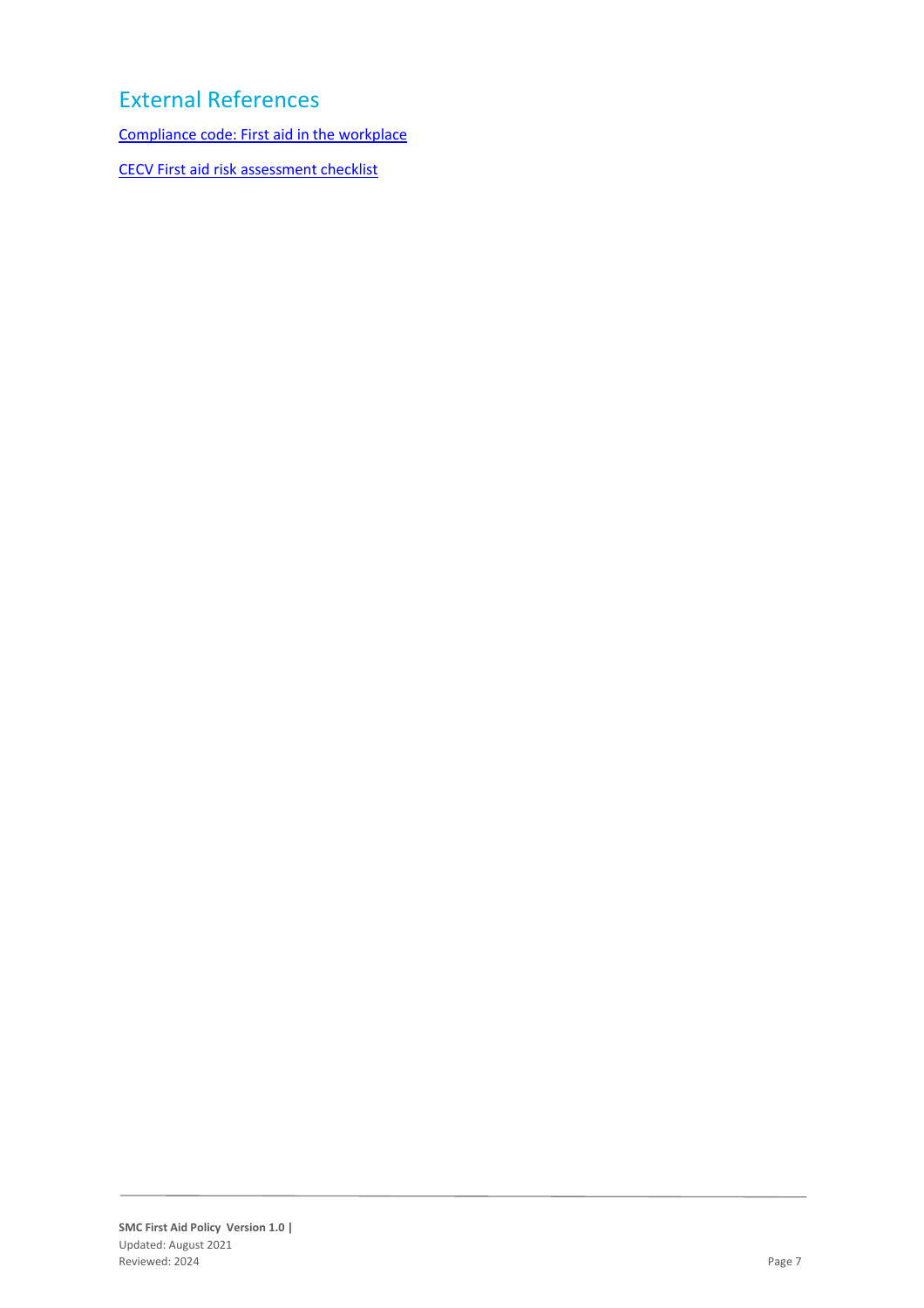## External References

Compliance code: First aid in the workplace

CECV First aid risk assessment checklist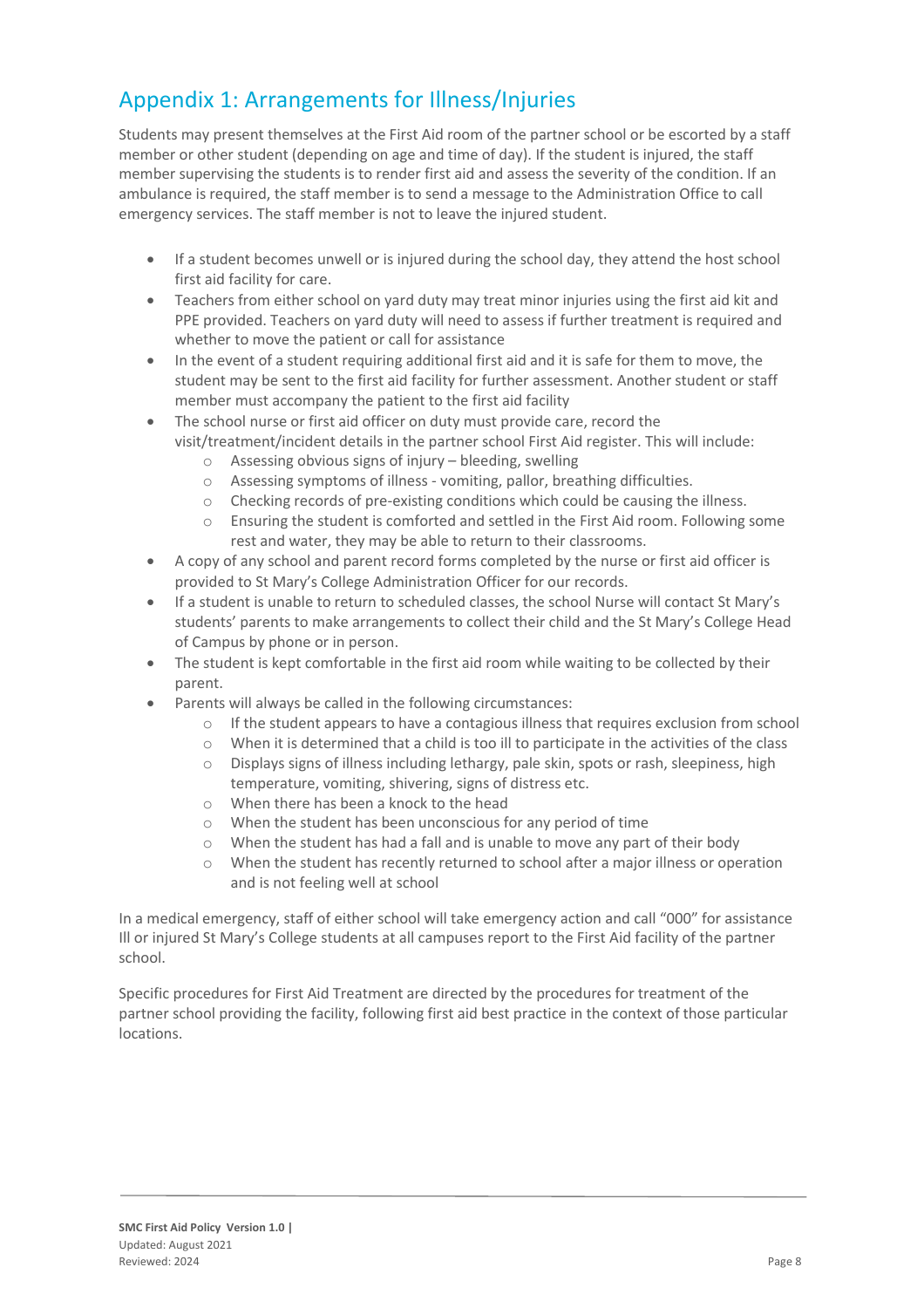## Appendix 1: Arrangements for Illness/Injuries

Students may present themselves at the First Aid room of the partner school or be escorted by a staff member or other student (depending on age and time of day). If the student is injured, the staff member supervising the students is to render first aid and assess the severity of the condition. If an ambulance is required, the staff member is to send a message to the Administration Office to call emergency services. The staff member is not to leave the injured student.

- If a student becomes unwell or is injured during the school day, they attend the host school first aid facility for care.
- Teachers from either school on yard duty may treat minor injuries using the first aid kit and PPE provided. Teachers on yard duty will need to assess if further treatment is required and whether to move the patient or call for assistance
- In the event of a student requiring additional first aid and it is safe for them to move, the student may be sent to the first aid facility for further assessment. Another student or staff member must accompany the patient to the first aid facility
- The school nurse or first aid officer on duty must provide care, record the visit/treatment/incident details in the partner school First Aid register. This will include:
    - Assessing obvious signs of injury – bleeding, swelling
    - Assessing symptoms of illness - vomiting, pallor, breathing difficulties.
    - Checking records of pre-existing conditions which could be causing the illness.
    - Ensuring the student is comforted and settled in the First Aid room. Following some rest and water, they may be able to return to their classrooms.
- A copy of any school and parent record forms completed by the nurse or first aid officer is provided to St Mary's College Administration Officer for our records.
- If a student is unable to return to scheduled classes, the school Nurse will contact St Mary's students' parents to make arrangements to collect their child and the St Mary's College Head of Campus by phone or in person.
- The student is kept comfortable in the first aid room while waiting to be collected by their parent.
- Parents will always be called in the following circumstances:
    - If the student appears to have a contagious illness that requires exclusion from school
    - When it is determined that a child is too ill to participate in the activities of the class
    - Displays signs of illness including lethargy, pale skin, spots or rash, sleepiness, high temperature, vomiting, shivering, signs of distress etc.
    - When there has been a knock to the head
    - When the student has been unconscious for any period of time
    - When the student has had a fall and is unable to move any part of their body
    - When the student has recently returned to school after a major illness or operation and is not feeling well at school

In a medical emergency, staff of either school will take emergency action and call "000" for assistance Ill or injured St Mary's College students at all campuses report to the First Aid facility of the partner school.

Specific procedures for First Aid Treatment are directed by the procedures for treatment of the partner school providing the facility, following first aid best practice in the context of those particular locations.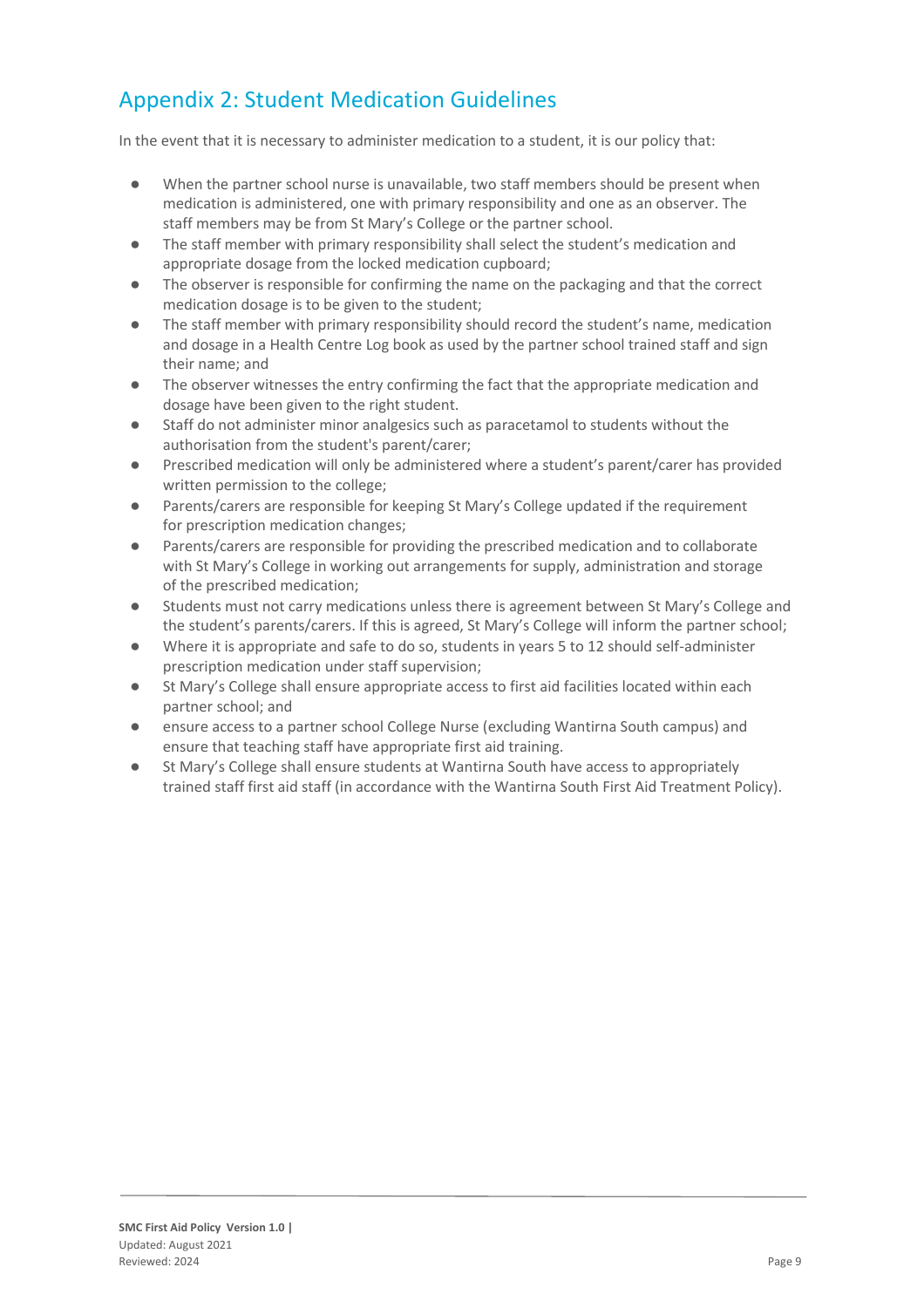## Appendix 2: Student Medication Guidelines

In the event that it is necessary to administer medication to a student, it is our policy that:

- When the partner school nurse is unavailable, two staff members should be present when medication is administered, one with primary responsibility and one as an observer. The staff members may be from St Mary's College or the partner school.
- The staff member with primary responsibility shall select the student's medication and appropriate dosage from the locked medication cupboard;
- The observer is responsible for confirming the name on the packaging and that the correct medication dosage is to be given to the student;
- The staff member with primary responsibility should record the student's name, medication and dosage in a Health Centre Log book as used by the partner school trained staff and sign their name; and
- The observer witnesses the entry confirming the fact that the appropriate medication and dosage have been given to the right student.
- Staff do not administer minor analgesics such as paracetamol to students without the authorisation from the student's parent/carer;
- Prescribed medication will only be administered where a student's parent/carer has provided written permission to the college;
- Parents/carers are responsible for keeping St Mary's College updated if the requirement for prescription medication changes;
- Parents/carers are responsible for providing the prescribed medication and to collaborate with St Mary's College in working out arrangements for supply, administration and storage of the prescribed medication;
- Students must not carry medications unless there is agreement between St Mary's College and the student's parents/carers. If this is agreed, St Mary's College will inform the partner school;
- Where it is appropriate and safe to do so, students in years 5 to 12 should self-administer prescription medication under staff supervision;
- St Mary's College shall ensure appropriate access to first aid facilities located within each partner school; and
- ensure access to a partner school College Nurse (excluding Wantirna South campus) and ensure that teaching staff have appropriate first aid training.
- St Mary's College shall ensure students at Wantirna South have access to appropriately trained staff first aid staff (in accordance with the Wantirna South First Aid Treatment Policy).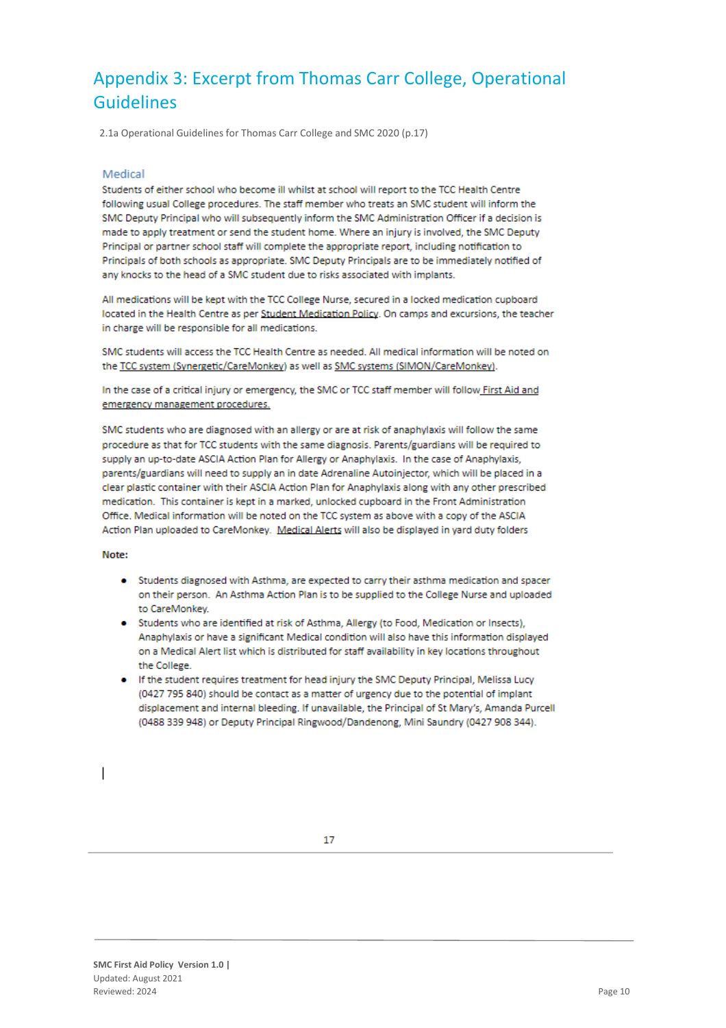# Appendix 3: Excerpt from Thomas Carr College, Operational Guidelines

2.1a Operational Guidelines for Thomas Carr College and SMC 2020 (p.17)

## Medical

Students of either school who become ill whilst at school will report to the TCC Health Centre following usual College procedures. The staff member who treats an SMC student will inform the SMC Deputy Principal who will subsequently inform the SMC Administration Officer if a decision is made to apply treatment or send the student home. Where an injury is involved, the SMC Deputy Principal or partner school staff will complete the appropriate report, including notification to Principals of both schools as appropriate. SMC Deputy Principals are to be immediately notified of any knocks to the head of a SMC student due to risks associated with implants.

All medications will be kept with the TCC College Nurse, secured in a locked medication cupboard located in the Health Centre as per Student Medication Policy. On camps and excursions, the teacher in charge will be responsible for all medications.

SMC students will access the TCC Health Centre as needed. All medical information will be noted on the TCC system (Synergetic/CareMonkey) as well as SMC systems (SIMON/CareMonkey).

In the case of a critical injury or emergency, the SMC or TCC staff member will follow First Aid and emergency management procedures.

SMC students who are diagnosed with an allergy or are at risk of anaphylaxis will follow the same procedure as that for TCC students with the same diagnosis. Parents/guardians will be required to supply an up-to-date ASCIA Action Plan for Allergy or Anaphylaxis. In the case of Anaphylaxis, parents/guardians will need to supply an in date Adrenaline Autoinjector, which will be placed in a clear plastic container with their ASCIA Action Plan for Anaphylaxis along with any other prescribed medication. This container is kept in a marked, unlocked cupboard in the Front Administration Office. Medical information will be noted on the TCC system as above with a copy of the ASCIA Action Plan uploaded to CareMonkey. Medical Alerts will also be displayed in yard duty folders

**Note:**

- Students diagnosed with Asthma, are expected to carry their asthma medication and spacer on their person. An Asthma Action Plan is to be supplied to the College Nurse and uploaded to CareMonkey.
- Students who are identified at risk of Asthma, Allergy (to Food, Medication or Insects), Anaphylaxis or have a significant Medical condition will also have this information displayed on a Medical Alert list which is distributed for staff availability in key locations throughout the College.
- If the student requires treatment for head injury the SMC Deputy Principal, Melissa Lucy (0427 795 840) should be contact as a matter of urgency due to the potential of implant displacement and internal bleeding. If unavailable, the Principal of St Mary's, Amanda Purcell (0488 339 948) or Deputy Principal Ringwood/Dandenong, Mini Saundry (0427 908 344).

17

SMC First Aid Policy Version 1.0 |
Updated: August 2021
Reviewed: 2024